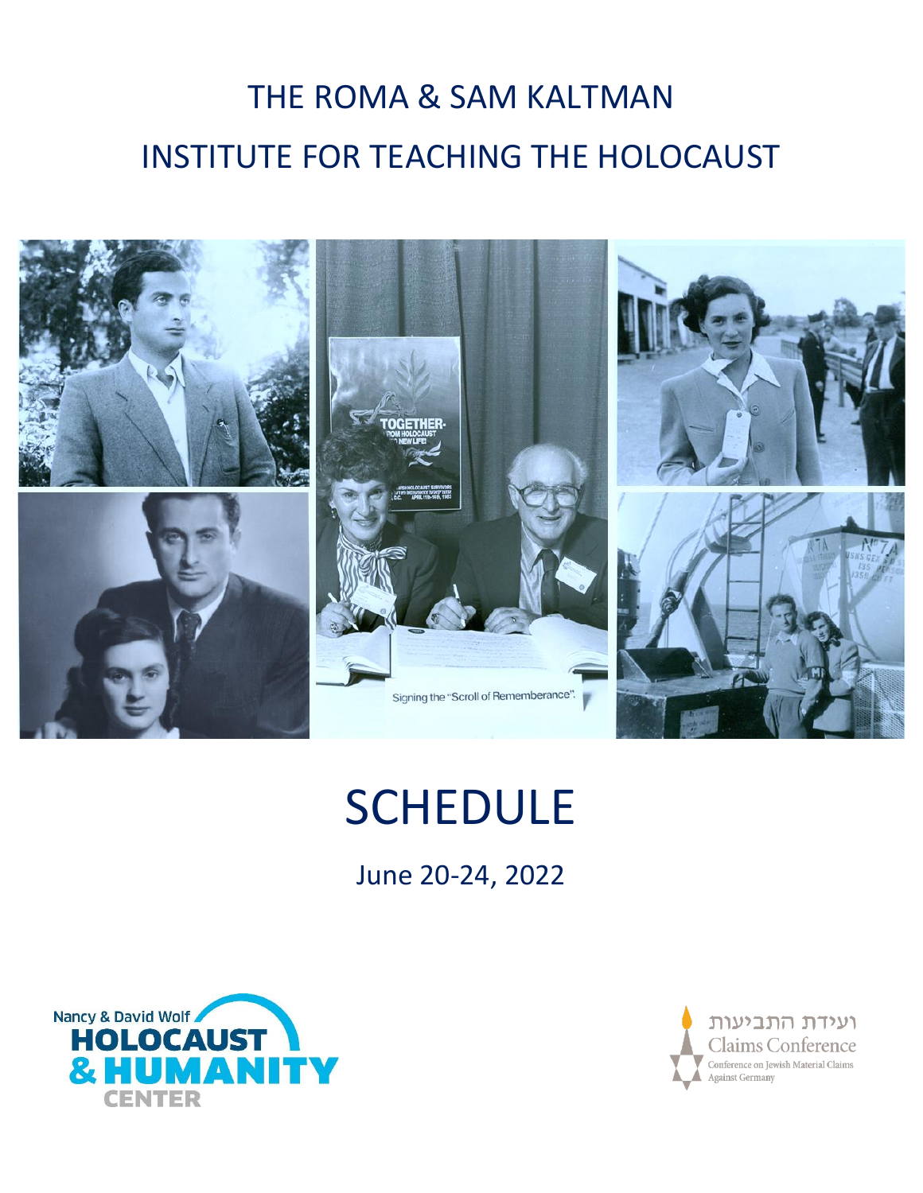# THE ROMA & SAM KALTMAN INSTITUTE FOR TEACHING THE HOLOCAUST

Signing the "Scroll of Rememberance".

# SCHEDULE

June 20-24, 2022

Nancy & David Wolf HOLOCAUST & HUMANITY CENTER

ועידת התביעות
Claims Conference
Conference on Jewish Material Claims Against Germany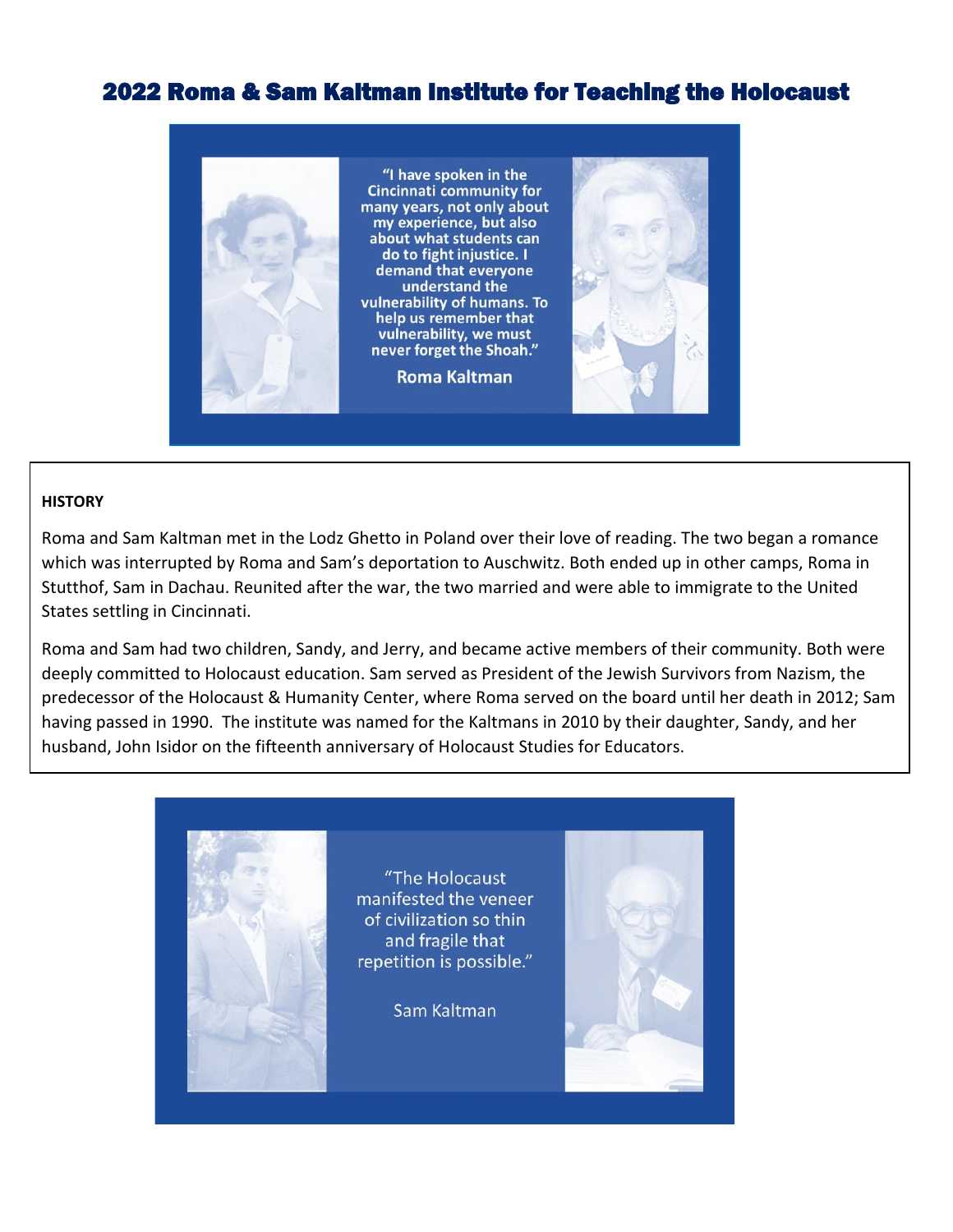# 2022 Roma & Sam Kaltman Institute for Teaching the Holocaust

"I have spoken in the Cincinnati community for many years, not only about my experience, but also about what students can do to fight injustice. I demand that everyone understand the vulnerability of humans. To help us remember that vulnerability, we must never forget the Shoah."

**Roma Kaltman**

**HISTORY**

Roma and Sam Kaltman met in the Lodz Ghetto in Poland over their love of reading. The two began a romance which was interrupted by Roma and Sam's deportation to Auschwitz. Both ended up in other camps, Roma in Stutthof, Sam in Dachau. Reunited after the war, the two married and were able to immigrate to the United States settling in Cincinnati.

Roma and Sam had two children, Sandy, and Jerry, and became active members of their community. Both were deeply committed to Holocaust education. Sam served as President of the Jewish Survivors from Nazism, the predecessor of the Holocaust & Humanity Center, where Roma served on the board until her death in 2012; Sam having passed in 1990. The institute was named for the Kaltmans in 2010 by their daughter, Sandy, and her husband, John Isidor on the fifteenth anniversary of Holocaust Studies for Educators.

"The Holocaust manifested the veneer of civilization so thin and fragile that repetition is possible."

Sam Kaltman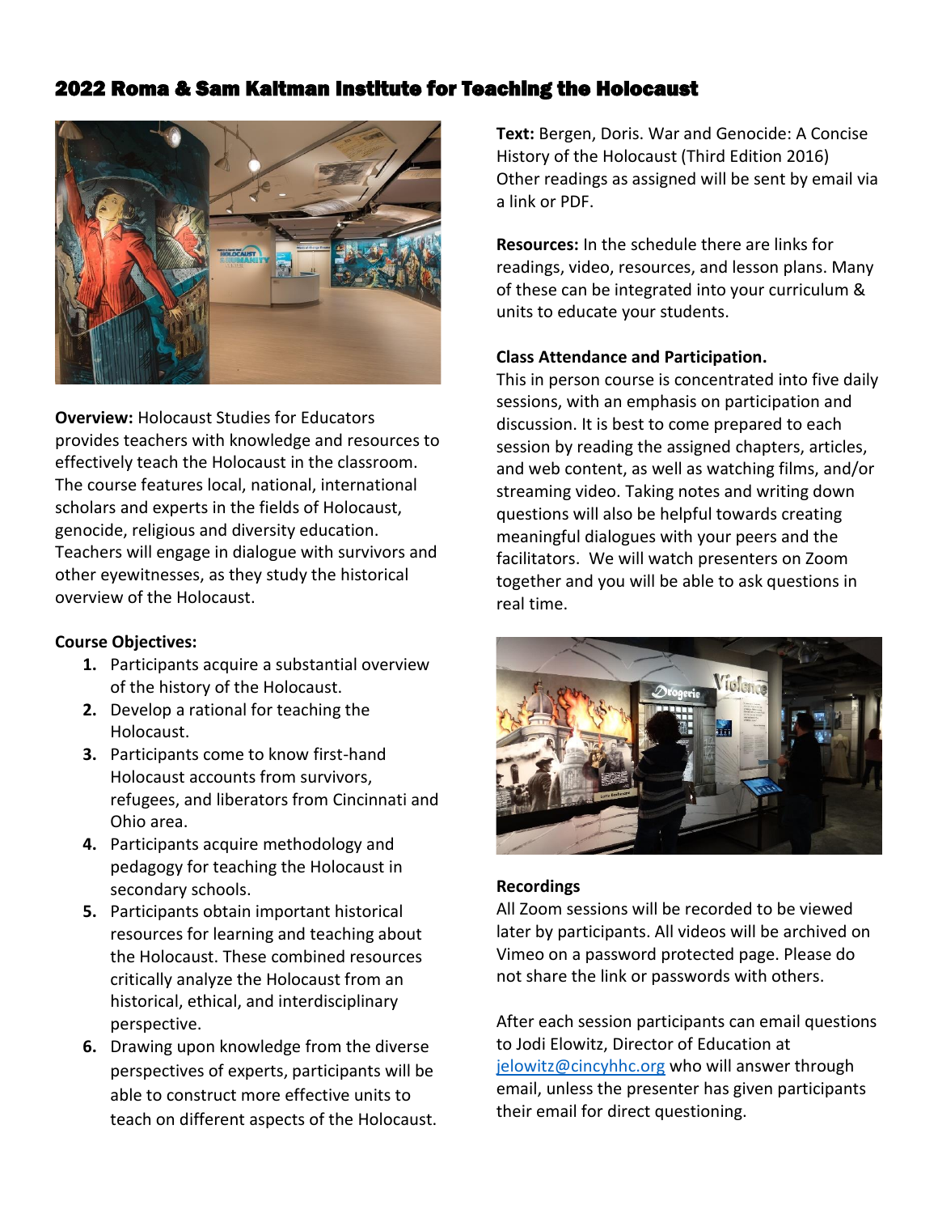# 2022 Roma & Sam Kaltman Institute for Teaching the Holocaust

**Overview:** Holocaust Studies for Educators provides teachers with knowledge and resources to effectively teach the Holocaust in the classroom. The course features local, national, international scholars and experts in the fields of Holocaust, genocide, religious and diversity education. Teachers will engage in dialogue with survivors and other eyewitnesses, as they study the historical overview of the Holocaust.

**Course Objectives:**

1. Participants acquire a substantial overview of the history of the Holocaust.
2. Develop a rational for teaching the Holocaust.
3. Participants come to know first-hand Holocaust accounts from survivors, refugees, and liberators from Cincinnati and Ohio area.
4. Participants acquire methodology and pedagogy for teaching the Holocaust in secondary schools.
5. Participants obtain important historical resources for learning and teaching about the Holocaust. These combined resources critically analyze the Holocaust from an historical, ethical, and interdisciplinary perspective.
6. Drawing upon knowledge from the diverse perspectives of experts, participants will be able to construct more effective units to teach on different aspects of the Holocaust.

**Text:** Bergen, Doris. War and Genocide: A Concise History of the Holocaust (Third Edition 2016) Other readings as assigned will be sent by email via a link or PDF.

**Resources:** In the schedule there are links for readings, video, resources, and lesson plans. Many of these can be integrated into your curriculum & units to educate your students.

**Class Attendance and Participation.**
This in person course is concentrated into five daily sessions, with an emphasis on participation and discussion. It is best to come prepared to each session by reading the assigned chapters, articles, and web content, as well as watching films, and/or streaming video. Taking notes and writing down questions will also be helpful towards creating meaningful dialogues with your peers and the facilitators. We will watch presenters on Zoom together and you will be able to ask questions in real time.

**Recordings**
All Zoom sessions will be recorded to be viewed later by participants. All videos will be archived on Vimeo on a password protected page. Please do not share the link or passwords with others.

After each session participants can email questions to Jodi Elowitz, Director of Education at jelowitz@cincyhhc.org who will answer through email, unless the presenter has given participants their email for direct questioning.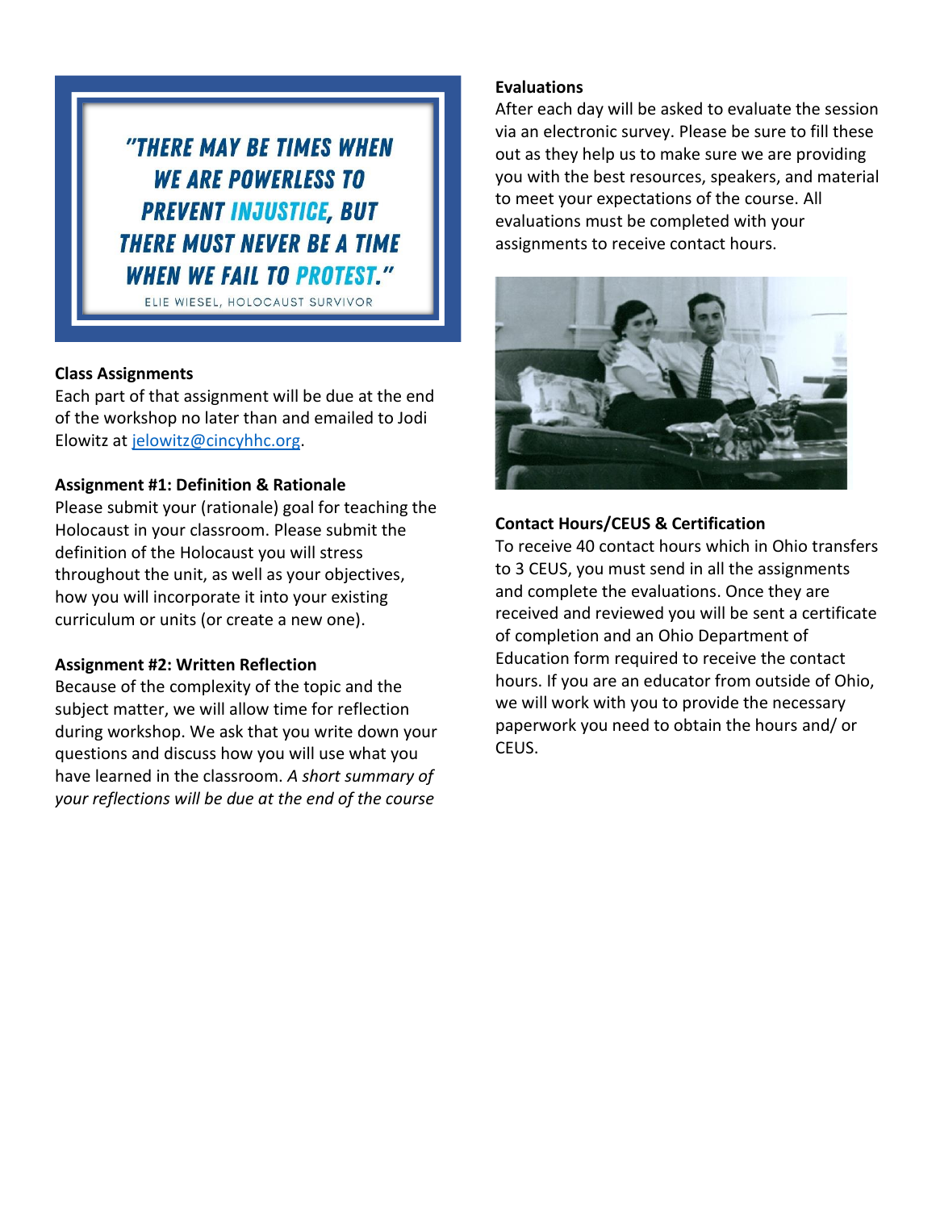"THERE MAY BE TIMES WHEN WE ARE POWERLESS TO PREVENT INJUSTICE, BUT THERE MUST NEVER BE A TIME WHEN WE FAIL TO PROTEST."

ELIE WIESEL, HOLOCAUST SURVIVOR

**Class Assignments**

Each part of that assignment will be due at the end of the workshop no later than and emailed to Jodi Elowitz at jelowitz@cincyhhc.org.

**Assignment #1: Definition & Rationale**

Please submit your (rationale) goal for teaching the Holocaust in your classroom. Please submit the definition of the Holocaust you will stress throughout the unit, as well as your objectives, how you will incorporate it into your existing curriculum or units (or create a new one).

**Assignment #2: Written Reflection**

Because of the complexity of the topic and the subject matter, we will allow time for reflection during workshop. We ask that you write down your questions and discuss how you will use what you have learned in the classroom. *A short summary of your reflections will be due at the end of the course*

**Evaluations**

After each day will be asked to evaluate the session via an electronic survey. Please be sure to fill these out as they help us to make sure we are providing you with the best resources, speakers, and material to meet your expectations of the course. All evaluations must be completed with your assignments to receive contact hours.

**Contact Hours/CEUS & Certification**

To receive 40 contact hours which in Ohio transfers to 3 CEUS, you must send in all the assignments and complete the evaluations. Once they are received and reviewed you will be sent a certificate of completion and an Ohio Department of Education form required to receive the contact hours. If you are an educator from outside of Ohio, we will work with you to provide the necessary paperwork you need to obtain the hours and/ or CEUS.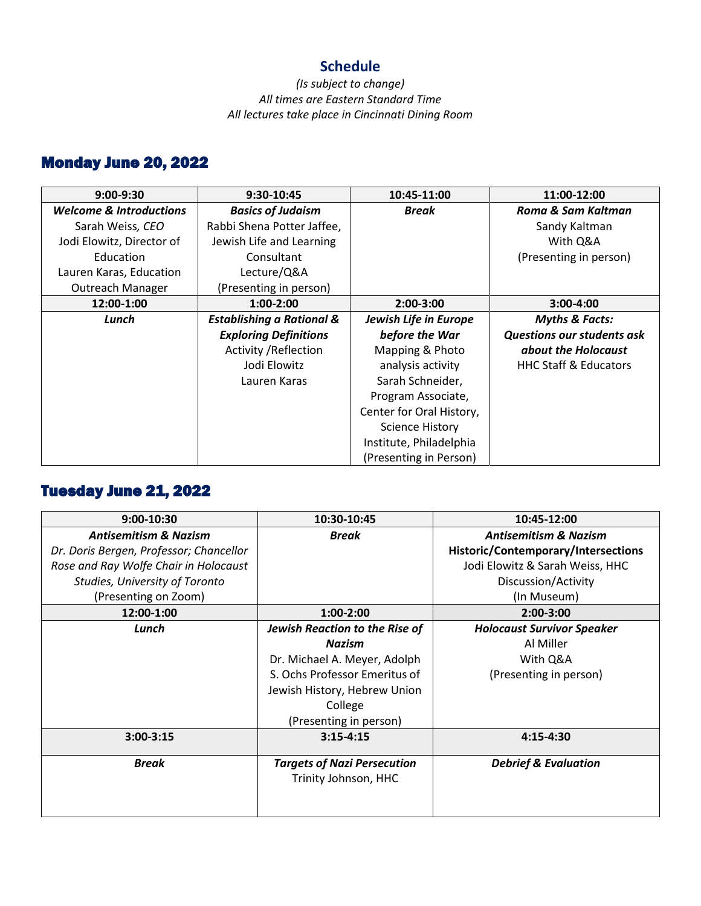## Schedule

*(Is subject to change)*
*All times are Eastern Standard Time*
*All lectures take place in Cincinnati Dining Room*

## Monday June 20, 2022

| 9:00-9:30 | 9:30-10:45 | 10:45-11:00 | 11:00-12:00 |
|---|---|---|---|
| ***Welcome & Introductions*** Sarah Weiss, *CEO* Jodi Elowitz, Director of Education Lauren Karas, Education Outreach Manager | ***Basics of Judaism*** Rabbi Shena Potter Jaffee, Jewish Life and Learning Consultant Lecture/Q&A (Presenting in person) | ***Break*** | ***Roma & Sam Kaltman*** Sandy Kaltman With Q&A (Presenting in person) |
| **12:00-1:00** | **1:00-2:00** | **2:00-3:00** | **3:00-4:00** |
| ***Lunch*** | ***Establishing a Rational & Exploring Definitions*** Activity /Reflection Jodi Elowitz Lauren Karas | ***Jewish Life in Europe before the War*** Mapping & Photo analysis activity Sarah Schneider, Program Associate, Center for Oral History, Science History Institute, Philadelphia (Presenting in Person) | ***Myths & Facts: Questions our students ask about the Holocaust*** HHC Staff & Educators |

## Tuesday June 21, 2022

| 9:00-10:30 | 10:30-10:45 | 10:45-12:00 |
|---|---|---|
| ***Antisemitism & Nazism*** *Dr. Doris Bergen, Professor; Chancellor Rose and Ray Wolfe Chair in Holocaust Studies, University of Toronto* (Presenting on Zoom) | ***Break*** | ***Antisemitism & Nazism*** **Historic/Contemporary/Intersections** Jodi Elowitz & Sarah Weiss, HHC Discussion/Activity (In Museum) |
| **12:00-1:00** | **1:00-2:00** | **2:00-3:00** |
| ***Lunch*** | ***Jewish Reaction to the Rise of Nazism*** Dr. Michael A. Meyer, Adolph S. Ochs Professor Emeritus of Jewish History, Hebrew Union College (Presenting in person) | ***Holocaust Survivor Speaker*** Al Miller With Q&A (Presenting in person) |
| **3:00-3:15** | **3:15-4:15** | **4:15-4:30** |
| ***Break*** | ***Targets of Nazi Persecution*** Trinity Johnson, HHC | ***Debrief & Evaluation*** |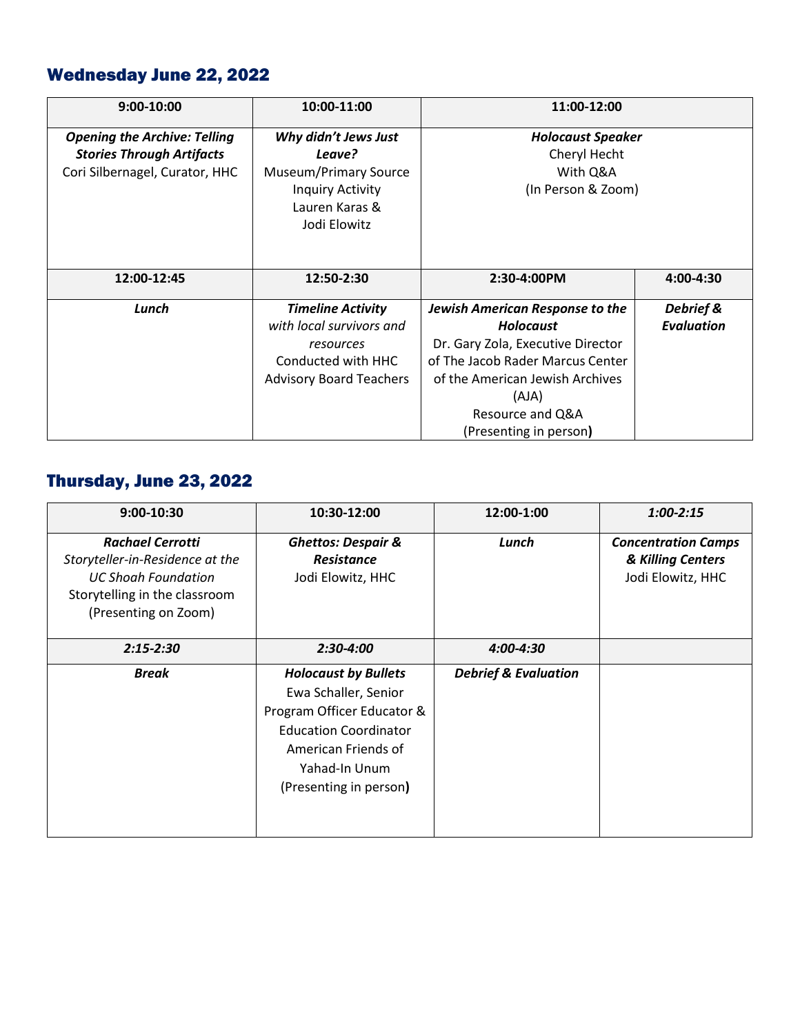## Wednesday June 22, 2022

| 9:00-10:00 | 10:00-11:00 | 11:00-12:00 | |
|---|---|---|---|
| ***Opening the Archive: Telling Stories Through Artifacts*** Cori Silbernagel, Curator, HHC | ***Why didn't Jews Just Leave?*** Museum/Primary Source Inquiry Activity Lauren Karas & Jodi Elowitz | ***Holocaust Speaker*** Cheryl Hecht With Q&A (In Person & Zoom) | |
| **12:00-12:45** | **12:50-2:30** | **2:30-4:00PM** | **4:00-4:30** |
| ***Lunch*** | ***Timeline Activity*** *with local survivors and resources* Conducted with HHC Advisory Board Teachers | ***Jewish American Response to the Holocaust*** Dr. Gary Zola, Executive Director of The Jacob Rader Marcus Center of the American Jewish Archives (AJA) Resource and Q&A (Presenting in person) | ***Debrief & Evaluation*** |

## Thursday, June 23, 2022

| 9:00-10:30 | 10:30-12:00 | 12:00-1:00 | *1:00-2:15* |
|---|---|---|---|
| ***Rachael Cerrotti*** *Storyteller-in-Residence at the UC Shoah Foundation* Storytelling in the classroom (Presenting on Zoom) | ***Ghettos: Despair & Resistance*** Jodi Elowitz, HHC | ***Lunch*** | ***Concentration Camps & Killing Centers*** Jodi Elowitz, HHC |
| ***2:15-2:30*** | ***2:30-4:00*** | ***4:00-4:30*** | |
| ***Break*** | ***Holocaust by Bullets*** Ewa Schaller, Senior Program Officer Educator & Education Coordinator American Friends of Yahad-In Unum (Presenting in person) | ***Debrief & Evaluation*** | |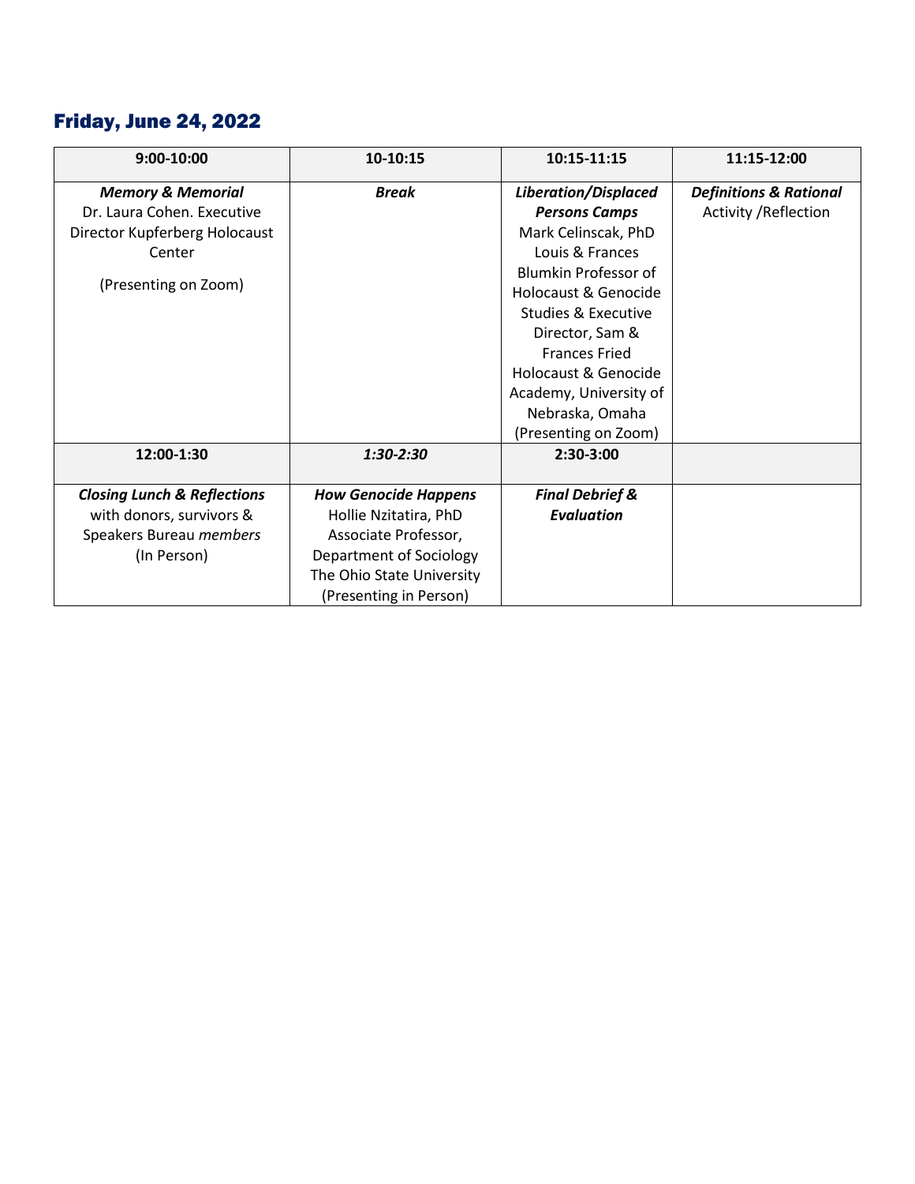## Friday, June 24, 2022

| 9:00-10:00 | 10-10:15 | 10:15-11:15 | 11:15-12:00 |
|---|---|---|---|
| ***Memory & Memorial*** Dr. Laura Cohen. Executive Director Kupferberg Holocaust Center (Presenting on Zoom) | ***Break*** | ***Liberation/Displaced Persons Camps*** Mark Celinscak, PhD Louis & Frances Blumkin Professor of Holocaust & Genocide Studies & Executive Director, Sam & Frances Fried Holocaust & Genocide Academy, University of Nebraska, Omaha (Presenting on Zoom) | ***Definitions & Rational*** Activity /Reflection |
| **12:00-1:30** | ***1:30-2:30*** | **2:30-3:00** | |
| ***Closing Lunch & Reflections*** with donors, survivors & Speakers Bureau *members* (In Person) | ***How Genocide Happens*** Hollie Nzitatira, PhD Associate Professor, Department of Sociology The Ohio State University (Presenting in Person) | ***Final Debrief & Evaluation*** | |